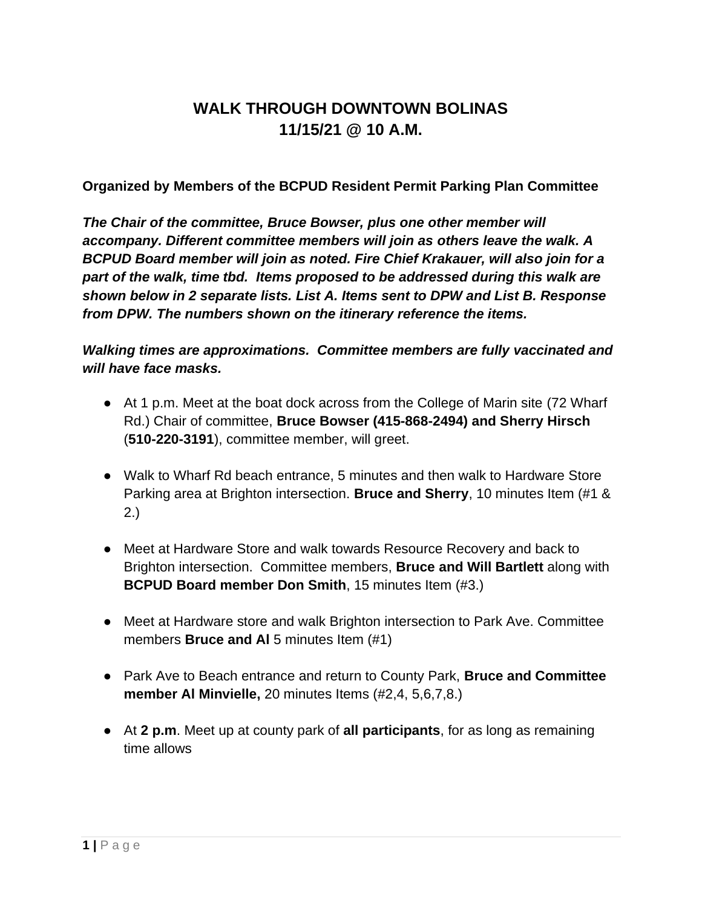# WALK THROUGH DOWNTOWN BOLINAS
# 11/15/21 @ 10 A.M.

**Organized by Members of the BCPUD Resident Permit Parking Plan Committee**

***The Chair of the committee, Bruce Bowser, plus one other member will accompany. Different committee members will join as others leave the walk. A BCPUD Board member will join as noted. Fire Chief Krakauer, will also join for a part of the walk, time tbd. Items proposed to be addressed during this walk are shown below in 2 separate lists. List A. Items sent to DPW and List B. Response from DPW. The numbers shown on the itinerary reference the items.***

***Walking times are approximations. Committee members are fully vaccinated and will have face masks.***

- At 1 p.m. Meet at the boat dock across from the College of Marin site (72 Wharf Rd.) Chair of committee, **Bruce Bowser (415-868-2494) and Sherry Hirsch** (**510-220-3191**), committee member, will greet.
- Walk to Wharf Rd beach entrance, 5 minutes and then walk to Hardware Store Parking area at Brighton intersection. **Bruce and Sherry**, 10 minutes Item (#1 & 2.)
- Meet at Hardware Store and walk towards Resource Recovery and back to Brighton intersection. Committee members, **Bruce and Will Bartlett** along with **BCPUD Board member Don Smith**, 15 minutes Item (#3.)
- Meet at Hardware store and walk Brighton intersection to Park Ave. Committee members **Bruce and Al** 5 minutes Item (#1)
- Park Ave to Beach entrance and return to County Park, **Bruce and Committee member Al Minvielle,** 20 minutes Items (#2,4, 5,6,7,8.)
- At **2 p.m**. Meet up at county park of **all participants**, for as long as remaining time allows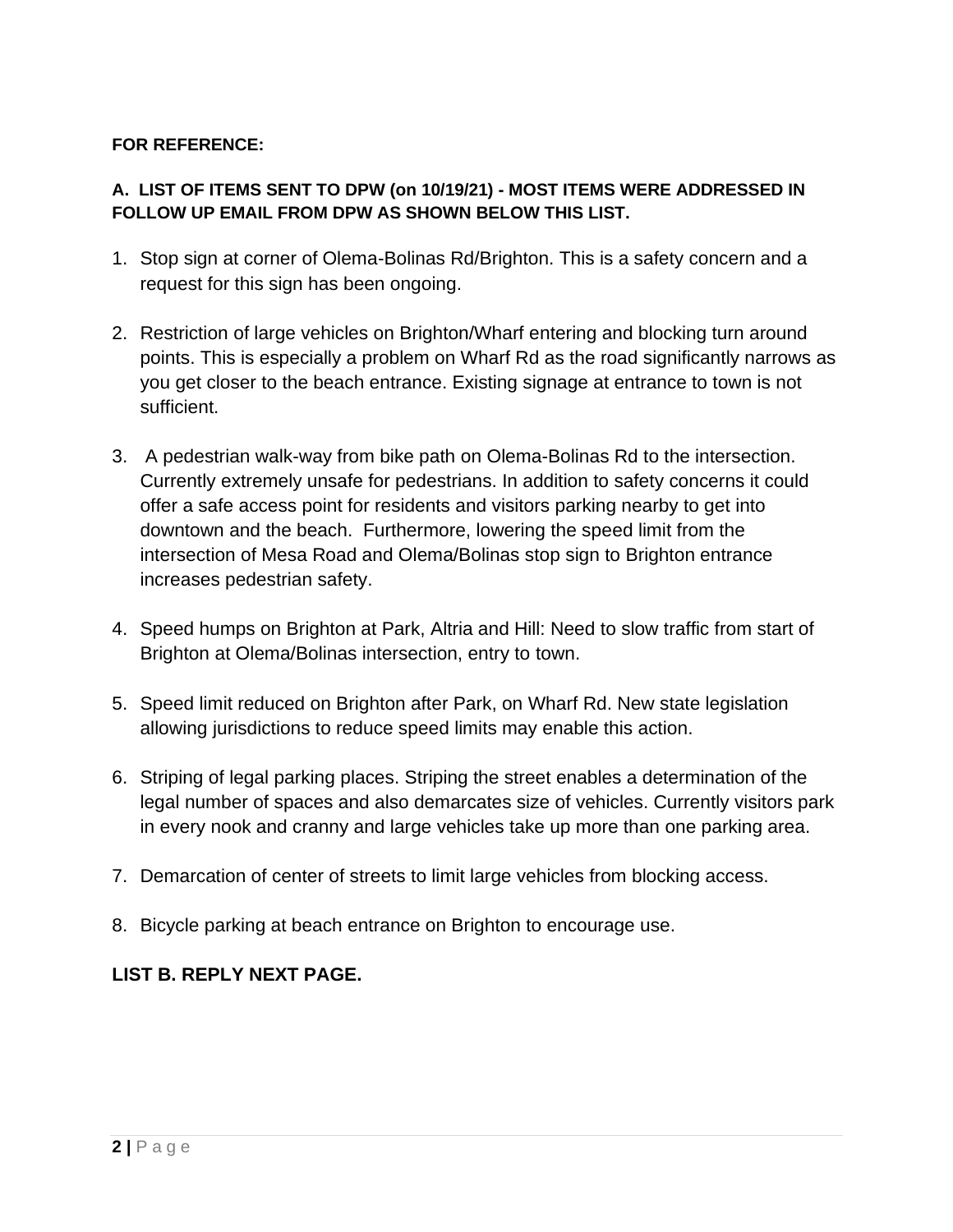**FOR REFERENCE:**

**A. LIST OF ITEMS SENT TO DPW (on 10/19/21) - MOST ITEMS WERE ADDRESSED IN FOLLOW UP EMAIL FROM DPW AS SHOWN BELOW THIS LIST.**

1. Stop sign at corner of Olema-Bolinas Rd/Brighton. This is a safety concern and a request for this sign has been ongoing.

2. Restriction of large vehicles on Brighton/Wharf entering and blocking turn around points. This is especially a problem on Wharf Rd as the road significantly narrows as you get closer to the beach entrance. Existing signage at entrance to town is not sufficient.

3. A pedestrian walk-way from bike path on Olema-Bolinas Rd to the intersection. Currently extremely unsafe for pedestrians. In addition to safety concerns it could offer a safe access point for residents and visitors parking nearby to get into downtown and the beach. Furthermore, lowering the speed limit from the intersection of Mesa Road and Olema/Bolinas stop sign to Brighton entrance increases pedestrian safety.

4. Speed humps on Brighton at Park, Altria and Hill: Need to slow traffic from start of Brighton at Olema/Bolinas intersection, entry to town.

5. Speed limit reduced on Brighton after Park, on Wharf Rd. New state legislation allowing jurisdictions to reduce speed limits may enable this action.

6. Striping of legal parking places. Striping the street enables a determination of the legal number of spaces and also demarcates size of vehicles. Currently visitors park in every nook and cranny and large vehicles take up more than one parking area.

7. Demarcation of center of streets to limit large vehicles from blocking access.

8. Bicycle parking at beach entrance on Brighton to encourage use.

**LIST B. REPLY NEXT PAGE.**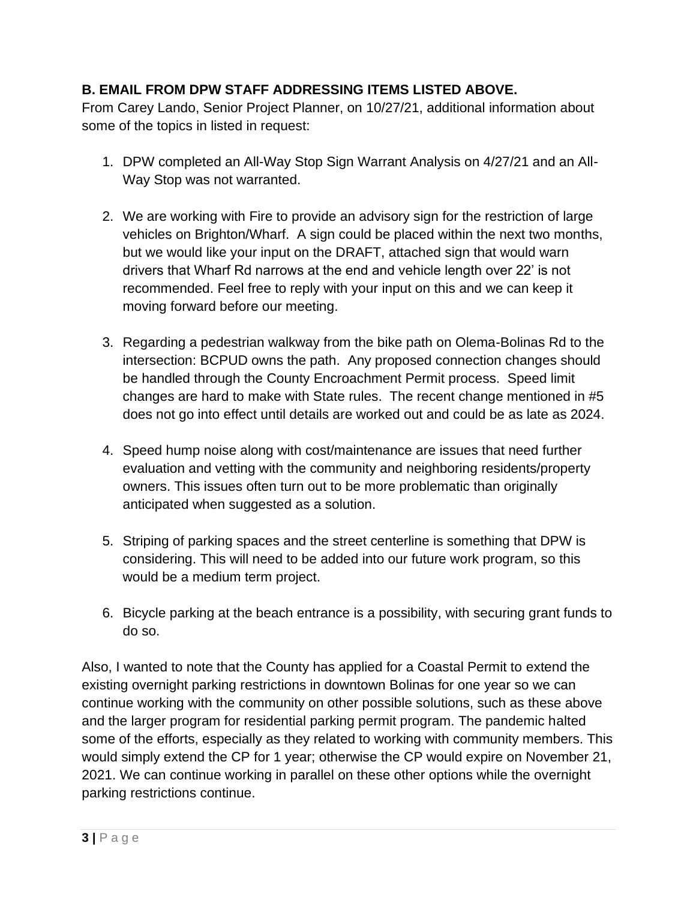**B. EMAIL FROM DPW STAFF ADDRESSING ITEMS LISTED ABOVE.**

From Carey Lando, Senior Project Planner, on 10/27/21, additional information about some of the topics in listed in request:

1. DPW completed an All-Way Stop Sign Warrant Analysis on 4/27/21 and an All-Way Stop was not warranted.

2. We are working with Fire to provide an advisory sign for the restriction of large vehicles on Brighton/Wharf. A sign could be placed within the next two months, but we would like your input on the DRAFT, attached sign that would warn drivers that Wharf Rd narrows at the end and vehicle length over 22' is not recommended. Feel free to reply with your input on this and we can keep it moving forward before our meeting.

3. Regarding a pedestrian walkway from the bike path on Olema-Bolinas Rd to the intersection: BCPUD owns the path. Any proposed connection changes should be handled through the County Encroachment Permit process. Speed limit changes are hard to make with State rules. The recent change mentioned in #5 does not go into effect until details are worked out and could be as late as 2024.

4. Speed hump noise along with cost/maintenance are issues that need further evaluation and vetting with the community and neighboring residents/property owners. This issues often turn out to be more problematic than originally anticipated when suggested as a solution.

5. Striping of parking spaces and the street centerline is something that DPW is considering. This will need to be added into our future work program, so this would be a medium term project.

6. Bicycle parking at the beach entrance is a possibility, with securing grant funds to do so.

Also, I wanted to note that the County has applied for a Coastal Permit to extend the existing overnight parking restrictions in downtown Bolinas for one year so we can continue working with the community on other possible solutions, such as these above and the larger program for residential parking permit program. The pandemic halted some of the efforts, especially as they related to working with community members. This would simply extend the CP for 1 year; otherwise the CP would expire on November 21, 2021. We can continue working in parallel on these other options while the overnight parking restrictions continue.